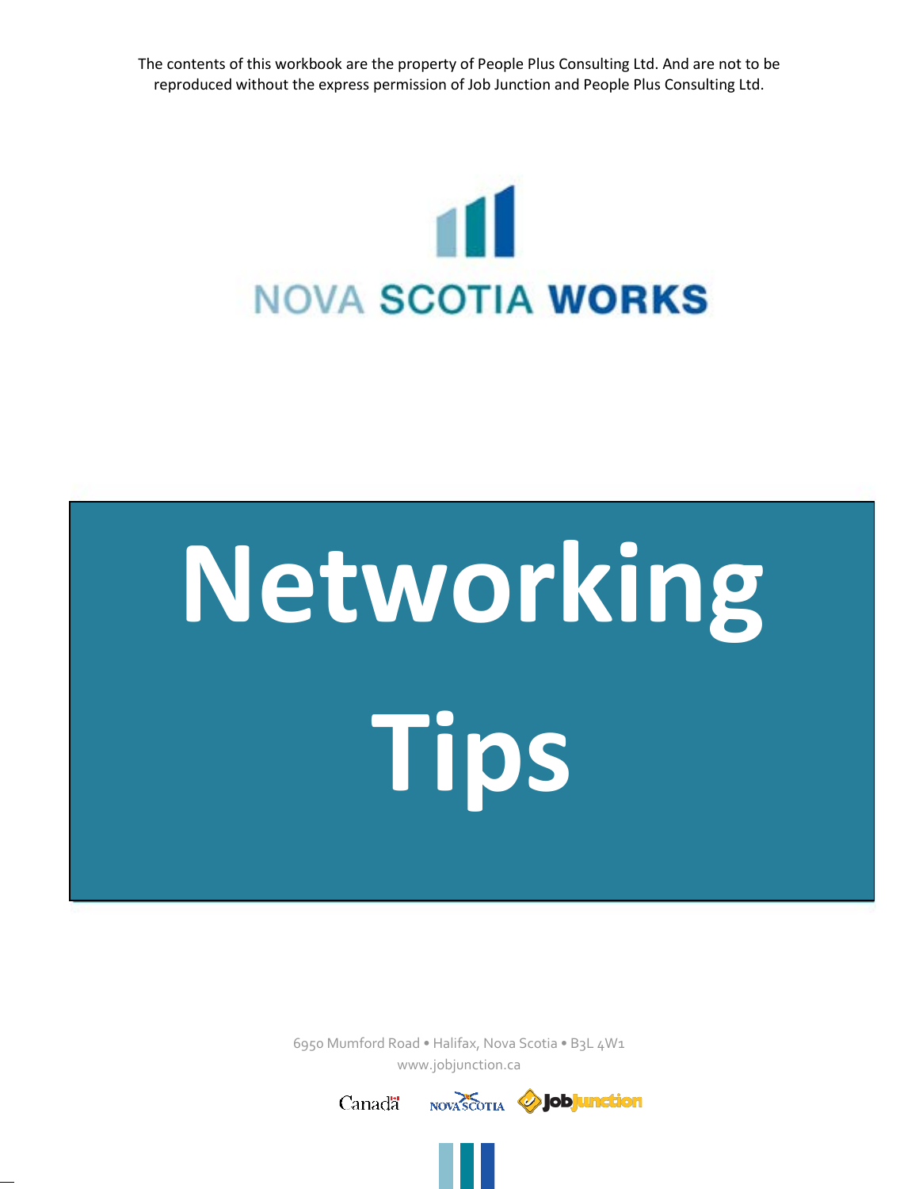The contents of this workbook are the property of People Plus Consulting Ltd. And are not to be reproduced without the express permission of Job Junction and People Plus Consulting Ltd.

NOVA SCOTIA WORKS

# Networking Tips

6950 Mumford Road • Halifax, Nova Scotia • B3L 4W1
www.jobjunction.ca

Canada NOVA SCOTIA JobJunction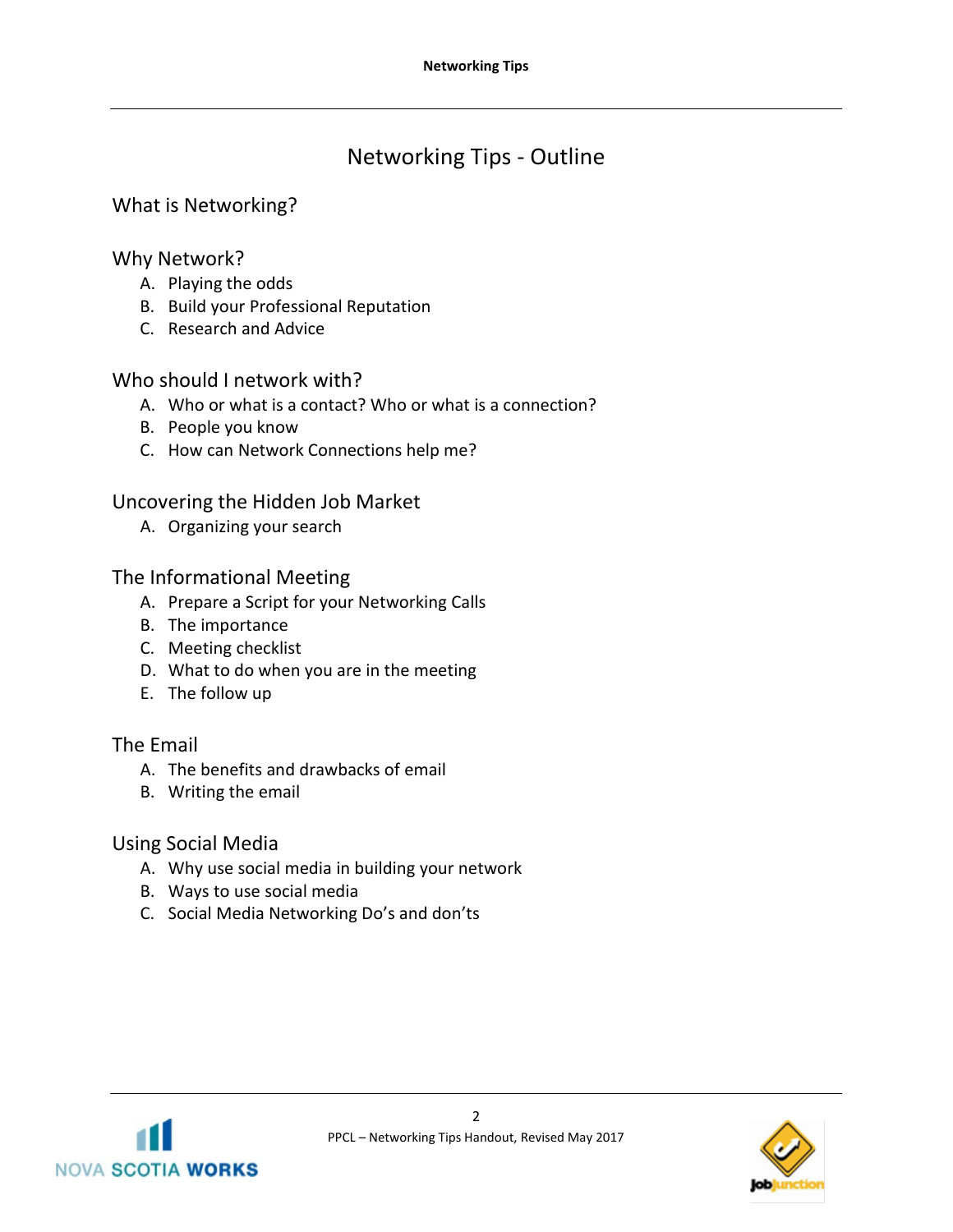# Networking Tips - Outline

## What is Networking?

## Why Network?

A. Playing the odds
B. Build your Professional Reputation
C. Research and Advice

## Who should I network with?

A. Who or what is a contact? Who or what is a connection?
B. People you know
C. How can Network Connections help me?

## Uncovering the Hidden Job Market

A. Organizing your search

## The Informational Meeting

A. Prepare a Script for your Networking Calls
B. The importance
C. Meeting checklist
D. What to do when you are in the meeting
E. The follow up

## The Email

A. The benefits and drawbacks of email
B. Writing the email

## Using Social Media

A. Why use social media in building your network
B. Ways to use social media
C. Social Media Networking Do's and don'ts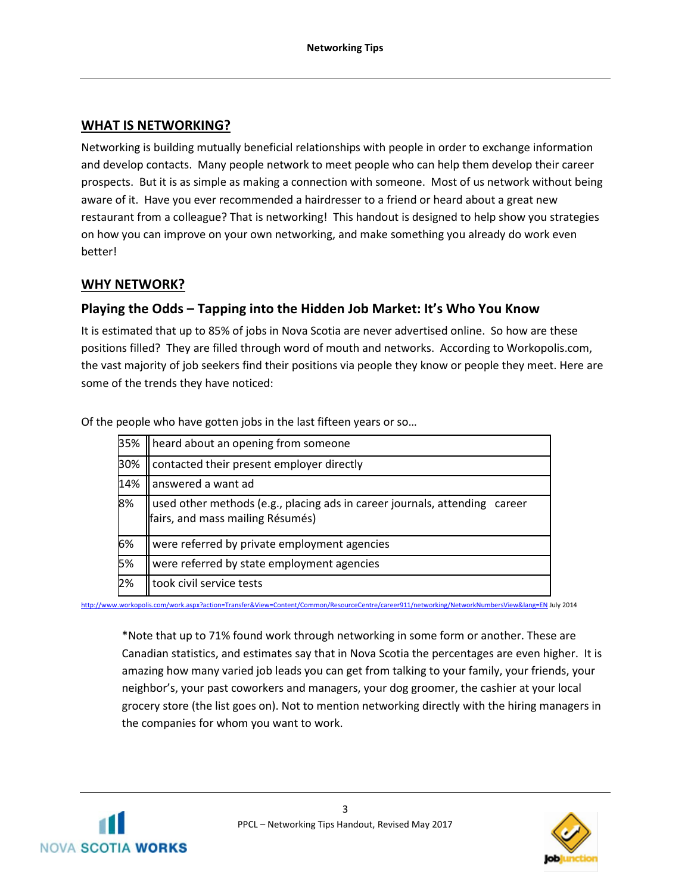## WHAT IS NETWORKING?

Networking is building mutually beneficial relationships with people in order to exchange information and develop contacts. Many people network to meet people who can help them develop their career prospects. But it is as simple as making a connection with someone. Most of us network without being aware of it. Have you ever recommended a hairdresser to a friend or heard about a great new restaurant from a colleague? That is networking! This handout is designed to help show you strategies on how you can improve on your own networking, and make something you already do work even better!

## WHY NETWORK?

### Playing the Odds – Tapping into the Hidden Job Market: It's Who You Know

It is estimated that up to 85% of jobs in Nova Scotia are never advertised online. So how are these positions filled? They are filled through word of mouth and networks. According to Workopolis.com, the vast majority of job seekers find their positions via people they know or people they meet. Here are some of the trends they have noticed:

Of the people who have gotten jobs in the last fifteen years or so…

| | |
|---|---|
| 35% | heard about an opening from someone |
| 30% | contacted their present employer directly |
| 14% | answered a want ad |
| 8% | used other methods (e.g., placing ads in career journals, attending career fairs, and mass mailing Résumés) |
| 6% | were referred by private employment agencies |
| 5% | were referred by state employment agencies |
| 2% | took civil service tests |

http://www.workopolis.com/work.aspx?action=Transfer&View=Content/Common/ResourceCentre/career911/networking/NetworkNumbersView&lang=EN July 2014

*Note that up to 71% found work through networking in some form or another. These are Canadian statistics, and estimates say that in Nova Scotia the percentages are even higher. It is amazing how many varied job leads you can get from talking to your family, your friends, your neighbor's, your past coworkers and managers, your dog groomer, the cashier at your local grocery store (the list goes on). Not to mention networking directly with the hiring managers in the companies for whom you want to work.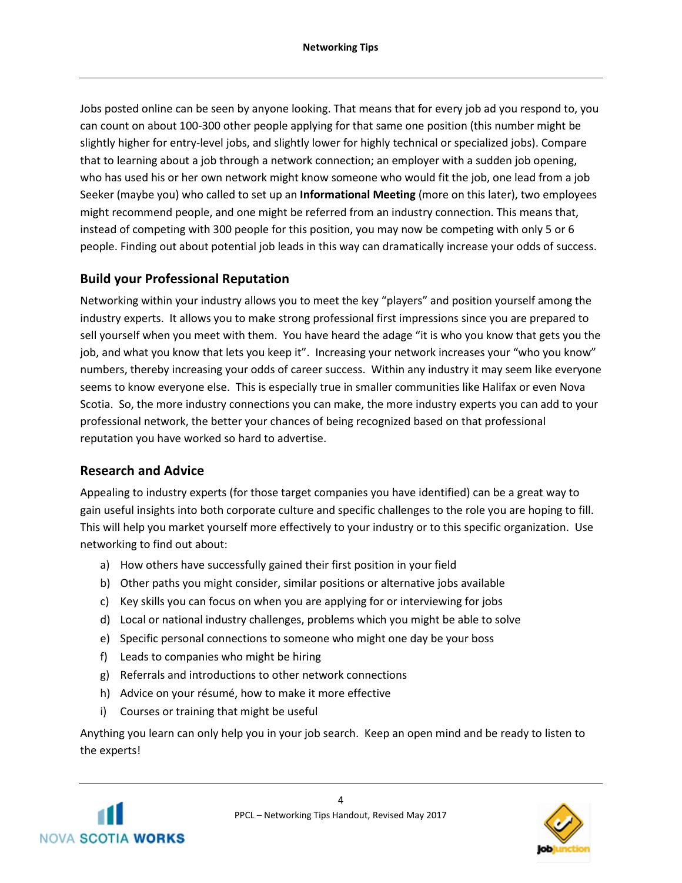Jobs posted online can be seen by anyone looking. That means that for every job ad you respond to, you can count on about 100-300 other people applying for that same one position (this number might be slightly higher for entry-level jobs, and slightly lower for highly technical or specialized jobs). Compare that to learning about a job through a network connection; an employer with a sudden job opening, who has used his or her own network might know someone who would fit the job, one lead from a job Seeker (maybe you) who called to set up an **Informational Meeting** (more on this later), two employees might recommend people, and one might be referred from an industry connection. This means that, instead of competing with 300 people for this position, you may now be competing with only 5 or 6 people. Finding out about potential job leads in this way can dramatically increase your odds of success.

## Build your Professional Reputation

Networking within your industry allows you to meet the key "players" and position yourself among the industry experts. It allows you to make strong professional first impressions since you are prepared to sell yourself when you meet with them. You have heard the adage "it is who you know that gets you the job, and what you know that lets you keep it". Increasing your network increases your "who you know" numbers, thereby increasing your odds of career success. Within any industry it may seem like everyone seems to know everyone else. This is especially true in smaller communities like Halifax or even Nova Scotia. So, the more industry connections you can make, the more industry experts you can add to your professional network, the better your chances of being recognized based on that professional reputation you have worked so hard to advertise.

## Research and Advice

Appealing to industry experts (for those target companies you have identified) can be a great way to gain useful insights into both corporate culture and specific challenges to the role you are hoping to fill. This will help you market yourself more effectively to your industry or to this specific organization. Use networking to find out about:

a) How others have successfully gained their first position in your field
b) Other paths you might consider, similar positions or alternative jobs available
c) Key skills you can focus on when you are applying for or interviewing for jobs
d) Local or national industry challenges, problems which you might be able to solve
e) Specific personal connections to someone who might one day be your boss
f) Leads to companies who might be hiring
g) Referrals and introductions to other network connections
h) Advice on your résumé, how to make it more effective
i) Courses or training that might be useful

Anything you learn can only help you in your job search. Keep an open mind and be ready to listen to the experts!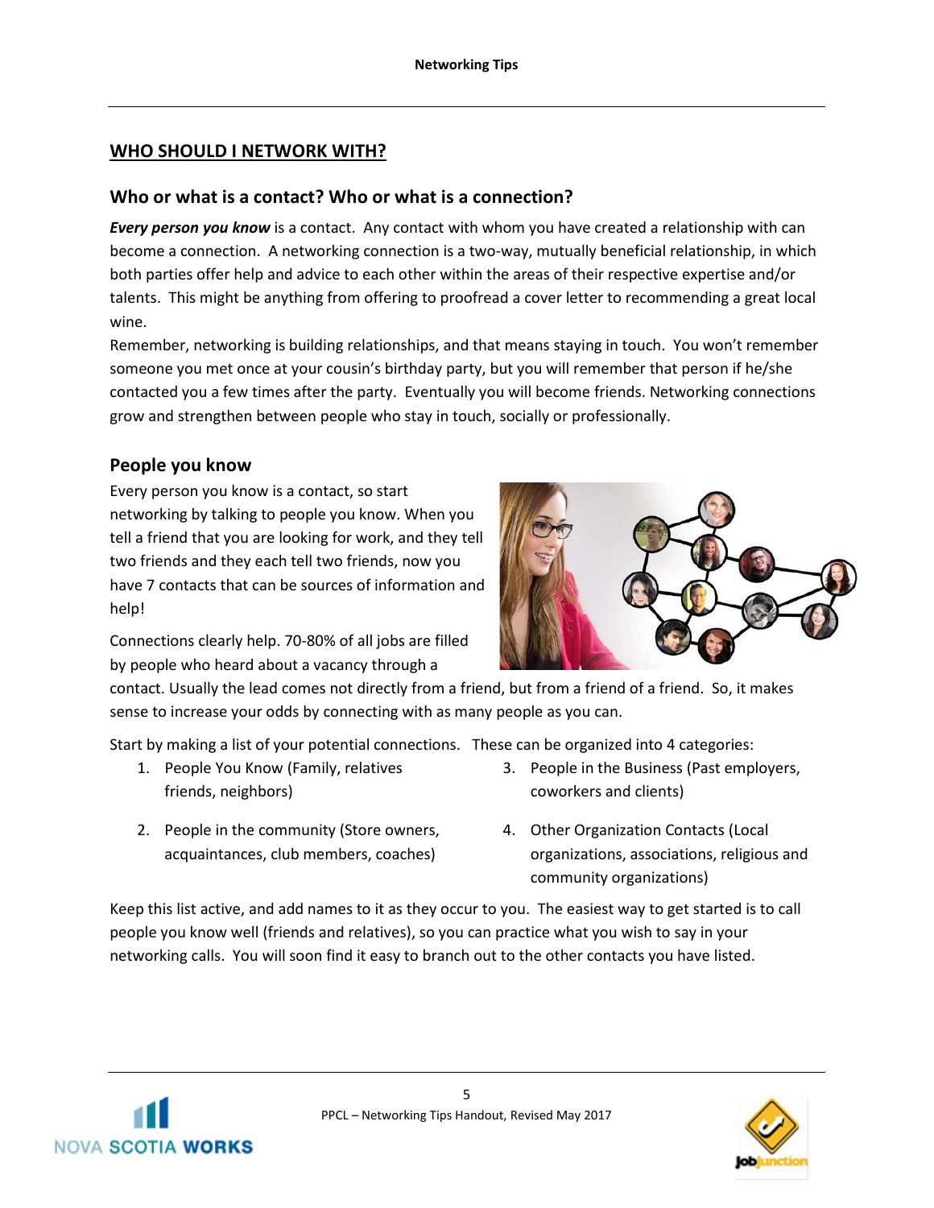## WHO SHOULD I NETWORK WITH?

### Who or what is a contact? Who or what is a connection?

***Every person you know*** is a contact. Any contact with whom you have created a relationship with can become a connection. A networking connection is a two-way, mutually beneficial relationship, in which both parties offer help and advice to each other within the areas of their respective expertise and/or talents. This might be anything from offering to proofread a cover letter to recommending a great local wine.

Remember, networking is building relationships, and that means staying in touch. You won't remember someone you met once at your cousin's birthday party, but you will remember that person if he/she contacted you a few times after the party. Eventually you will become friends. Networking connections grow and strengthen between people who stay in touch, socially or professionally.

### People you know

Every person you know is a contact, so start networking by talking to people you know. When you tell a friend that you are looking for work, and they tell two friends and they each tell two friends, now you have 7 contacts that can be sources of information and help!

Connections clearly help. 70-80% of all jobs are filled by people who heard about a vacancy through a contact. Usually the lead comes not directly from a friend, but from a friend of a friend. So, it makes sense to increase your odds by connecting with as many people as you can.

Start by making a list of your potential connections. These can be organized into 4 categories:

1. People You Know (Family, relatives friends, neighbors)
2. People in the community (Store owners, acquaintances, club members, coaches)
3. People in the Business (Past employers, coworkers and clients)
4. Other Organization Contacts (Local organizations, associations, religious and community organizations)

Keep this list active, and add names to it as they occur to you. The easiest way to get started is to call people you know well (friends and relatives), so you can practice what you wish to say in your networking calls. You will soon find it easy to branch out to the other contacts you have listed.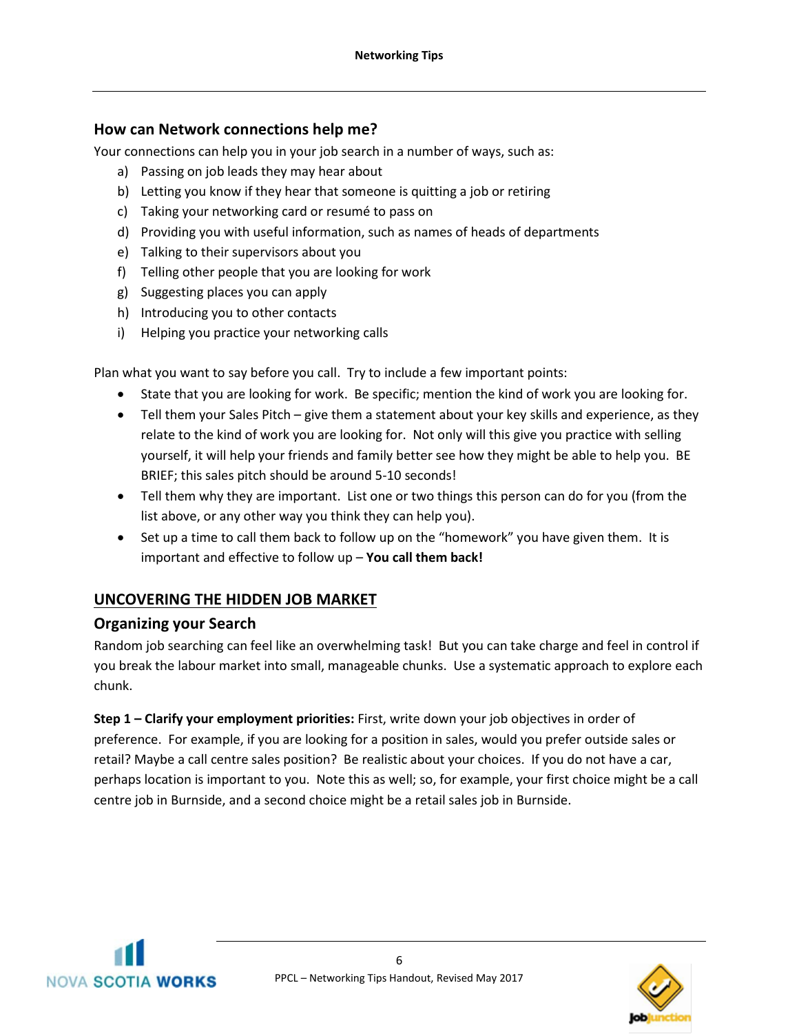## How can Network connections help me?

Your connections can help you in your job search in a number of ways, such as:

a) Passing on job leads they may hear about
b) Letting you know if they hear that someone is quitting a job or retiring
c) Taking your networking card or resumé to pass on
d) Providing you with useful information, such as names of heads of departments
e) Talking to their supervisors about you
f) Telling other people that you are looking for work
g) Suggesting places you can apply
h) Introducing you to other contacts
i) Helping you practice your networking calls

Plan what you want to say before you call. Try to include a few important points:

- State that you are looking for work. Be specific; mention the kind of work you are looking for.
- Tell them your Sales Pitch – give them a statement about your key skills and experience, as they relate to the kind of work you are looking for. Not only will this give you practice with selling yourself, it will help your friends and family better see how they might be able to help you. BE BRIEF; this sales pitch should be around 5-10 seconds!
- Tell them why they are important. List one or two things this person can do for you (from the list above, or any other way you think they can help you).
- Set up a time to call them back to follow up on the "homework" you have given them. It is important and effective to follow up – **You call them back!**

## UNCOVERING THE HIDDEN JOB MARKET

### Organizing your Search

Random job searching can feel like an overwhelming task! But you can take charge and feel in control if you break the labour market into small, manageable chunks. Use a systematic approach to explore each chunk.

**Step 1 – Clarify your employment priorities:** First, write down your job objectives in order of preference. For example, if you are looking for a position in sales, would you prefer outside sales or retail? Maybe a call centre sales position? Be realistic about your choices. If you do not have a car, perhaps location is important to you. Note this as well; so, for example, your first choice might be a call centre job in Burnside, and a second choice might be a retail sales job in Burnside.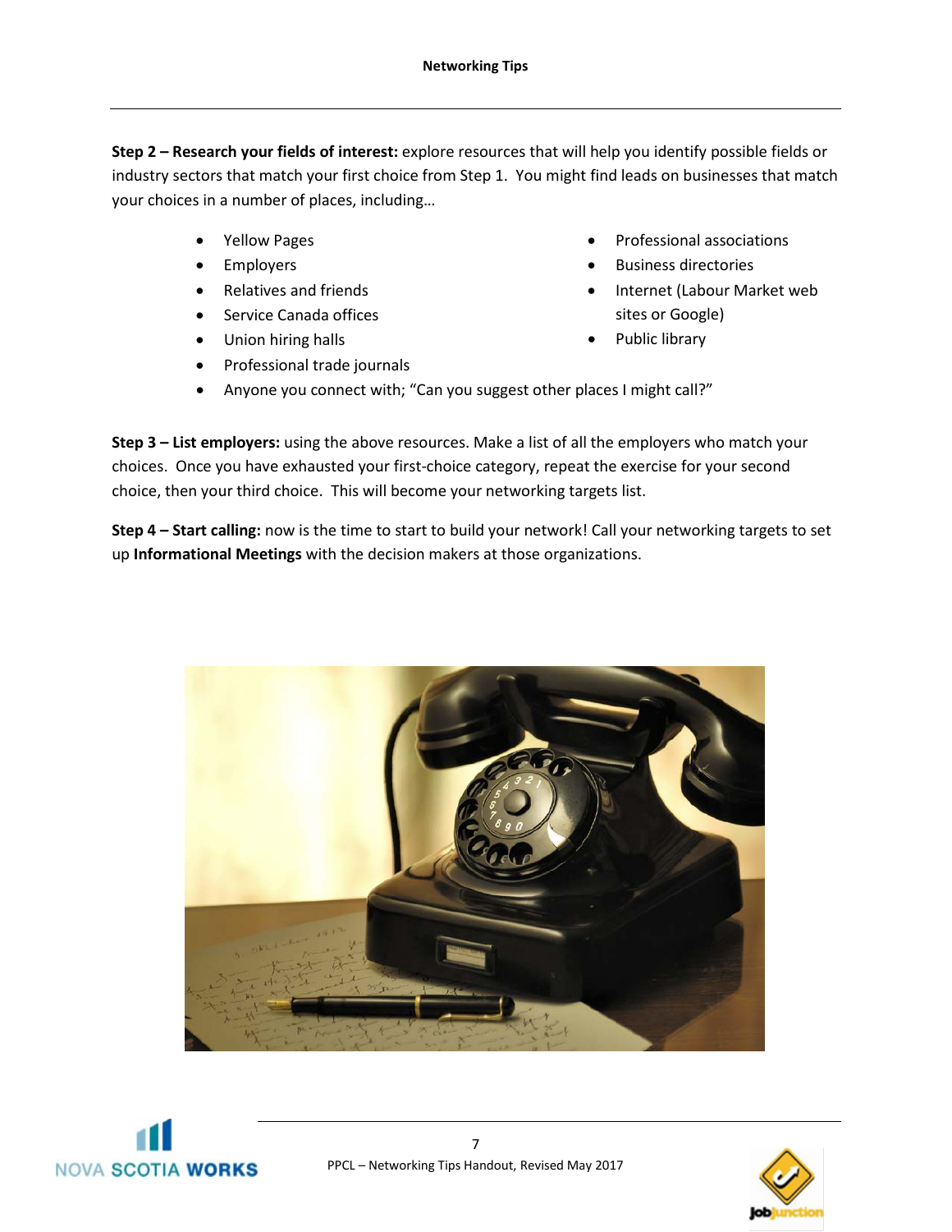**Step 2 – Research your fields of interest:** explore resources that will help you identify possible fields or industry sectors that match your first choice from Step 1. You might find leads on businesses that match your choices in a number of places, including…

- Yellow Pages
- Employers
- Relatives and friends
- Service Canada offices
- Union hiring halls
- Professional trade journals
- Professional associations
- Business directories
- Internet (Labour Market web sites or Google)
- Public library
- Anyone you connect with; "Can you suggest other places I might call?"

**Step 3 – List employers:** using the above resources. Make a list of all the employers who match your choices. Once you have exhausted your first-choice category, repeat the exercise for your second choice, then your third choice. This will become your networking targets list.

**Step 4 – Start calling:** now is the time to start to build your network! Call your networking targets to set up **Informational Meetings** with the decision makers at those organizations.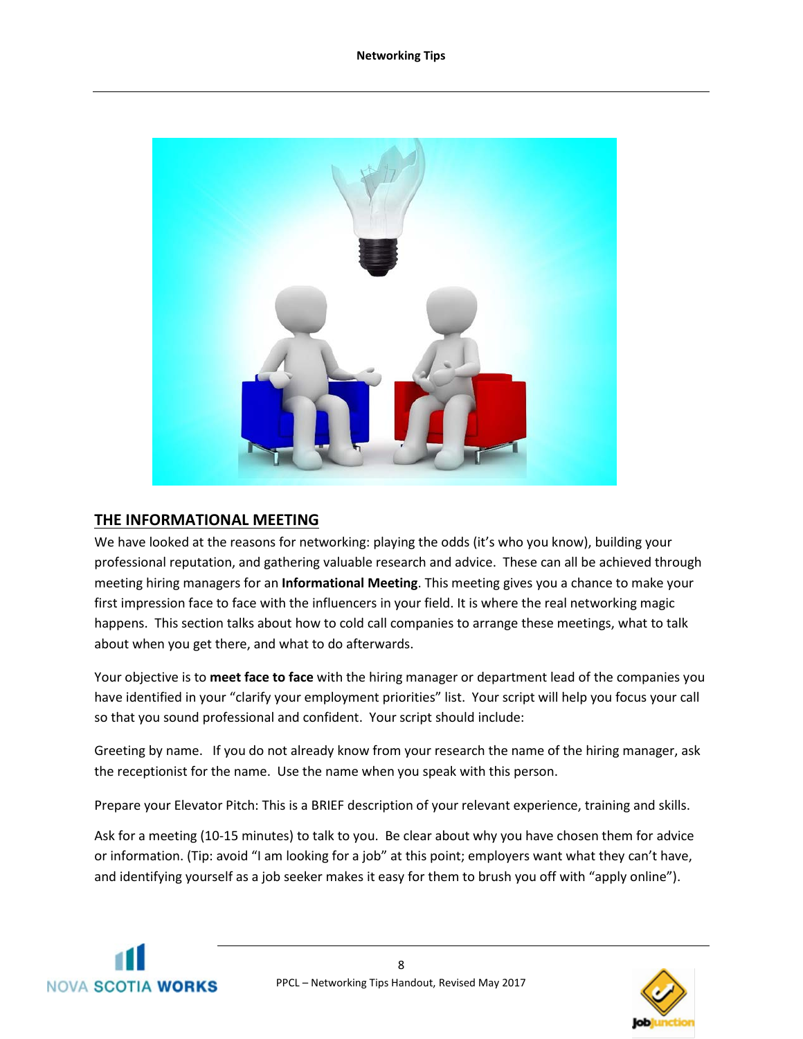## THE INFORMATIONAL MEETING

We have looked at the reasons for networking: playing the odds (it's who you know), building your professional reputation, and gathering valuable research and advice. These can all be achieved through meeting hiring managers for an **Informational Meeting**. This meeting gives you a chance to make your first impression face to face with the influencers in your field. It is where the real networking magic happens. This section talks about how to cold call companies to arrange these meetings, what to talk about when you get there, and what to do afterwards.

Your objective is to **meet face to face** with the hiring manager or department lead of the companies you have identified in your "clarify your employment priorities" list. Your script will help you focus your call so that you sound professional and confident. Your script should include:

Greeting by name. If you do not already know from your research the name of the hiring manager, ask the receptionist for the name. Use the name when you speak with this person.

Prepare your Elevator Pitch: This is a BRIEF description of your relevant experience, training and skills.

Ask for a meeting (10-15 minutes) to talk to you. Be clear about why you have chosen them for advice or information. (Tip: avoid "I am looking for a job" at this point; employers want what they can't have, and identifying yourself as a job seeker makes it easy for them to brush you off with "apply online").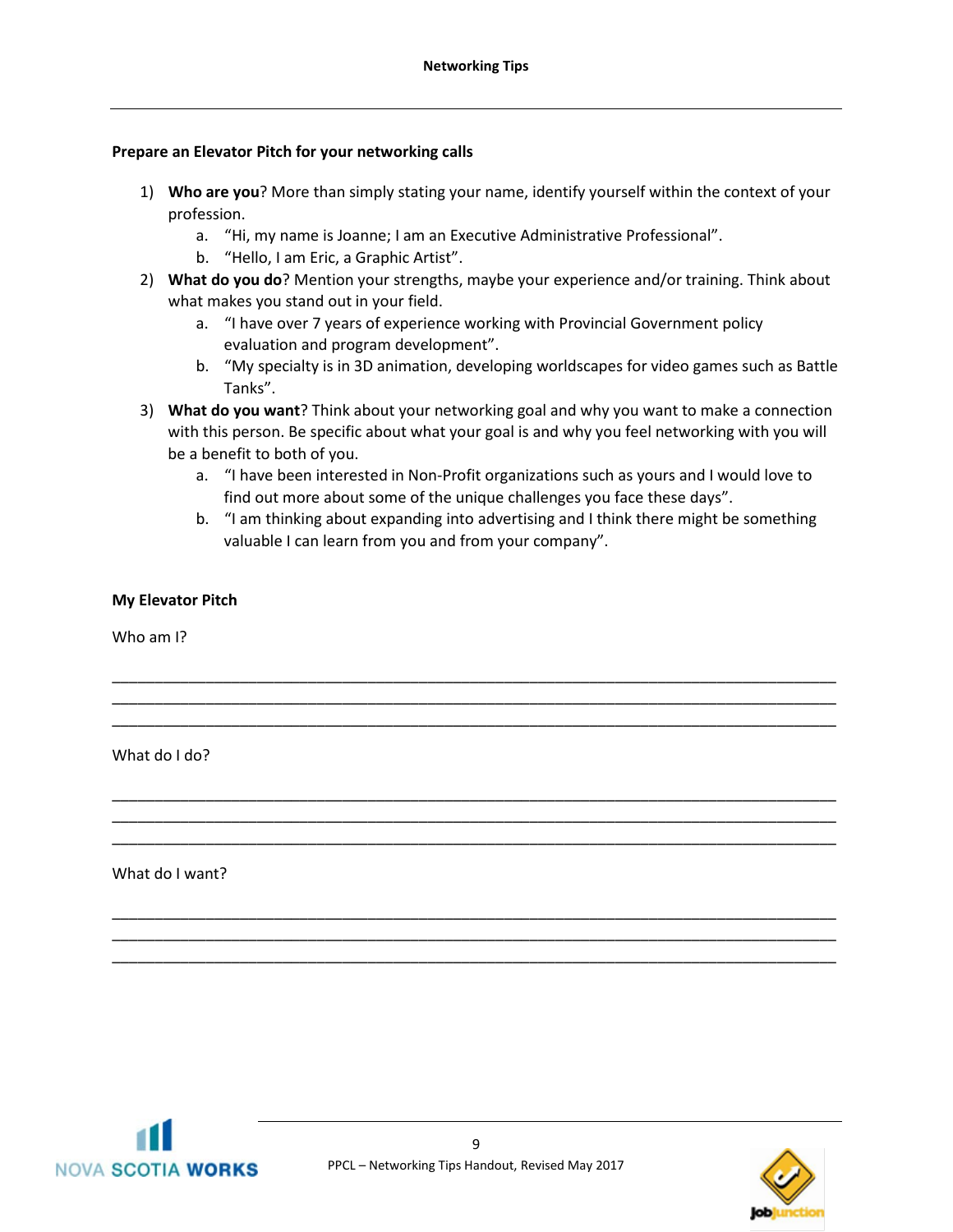### Prepare an Elevator Pitch for your networking calls

1) **Who are you**? More than simply stating your name, identify yourself within the context of your profession.
    a. "Hi, my name is Joanne; I am an Executive Administrative Professional".
    b. "Hello, I am Eric, a Graphic Artist".
2) **What do you do**? Mention your strengths, maybe your experience and/or training. Think about what makes you stand out in your field.
    a. "I have over 7 years of experience working with Provincial Government policy evaluation and program development".
    b. "My specialty is in 3D animation, developing worldscapes for video games such as Battle Tanks".
3) **What do you want**? Think about your networking goal and why you want to make a connection with this person. Be specific about what your goal is and why you feel networking with you will be a benefit to both of you.
    a. "I have been interested in Non-Profit organizations such as yours and I would love to find out more about some of the unique challenges you face these days".
    b. "I am thinking about expanding into advertising and I think there might be something valuable I can learn from you and from your company".

### My Elevator Pitch

Who am I?

______________________________________________________________________________
______________________________________________________________________________
______________________________________________________________________________

What do I do?

______________________________________________________________________________
______________________________________________________________________________
______________________________________________________________________________

What do I want?

______________________________________________________________________________
______________________________________________________________________________
______________________________________________________________________________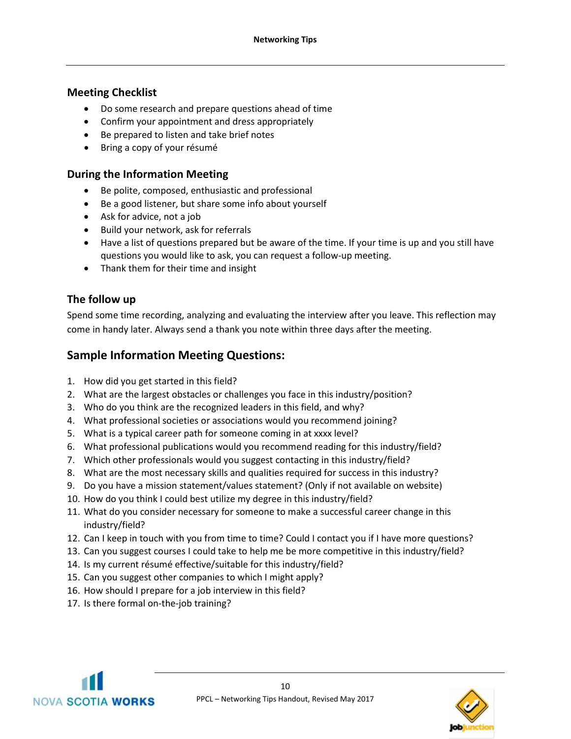## Meeting Checklist

- Do some research and prepare questions ahead of time
- Confirm your appointment and dress appropriately
- Be prepared to listen and take brief notes
- Bring a copy of your résumé

## During the Information Meeting

- Be polite, composed, enthusiastic and professional
- Be a good listener, but share some info about yourself
- Ask for advice, not a job
- Build your network, ask for referrals
- Have a list of questions prepared but be aware of the time. If your time is up and you still have questions you would like to ask, you can request a follow-up meeting.
- Thank them for their time and insight

## The follow up

Spend some time recording, analyzing and evaluating the interview after you leave. This reflection may come in handy later. Always send a thank you note within three days after the meeting.

## Sample Information Meeting Questions:

1. How did you get started in this field?
2. What are the largest obstacles or challenges you face in this industry/position?
3. Who do you think are the recognized leaders in this field, and why?
4. What professional societies or associations would you recommend joining?
5. What is a typical career path for someone coming in at xxxx level?
6. What professional publications would you recommend reading for this industry/field?
7. Which other professionals would you suggest contacting in this industry/field?
8. What are the most necessary skills and qualities required for success in this industry?
9. Do you have a mission statement/values statement? (Only if not available on website)
10. How do you think I could best utilize my degree in this industry/field?
11. What do you consider necessary for someone to make a successful career change in this industry/field?
12. Can I keep in touch with you from time to time? Could I contact you if I have more questions?
13. Can you suggest courses I could take to help me be more competitive in this industry/field?
14. Is my current résumé effective/suitable for this industry/field?
15. Can you suggest other companies to which I might apply?
16. How should I prepare for a job interview in this field?
17. Is there formal on-the-job training?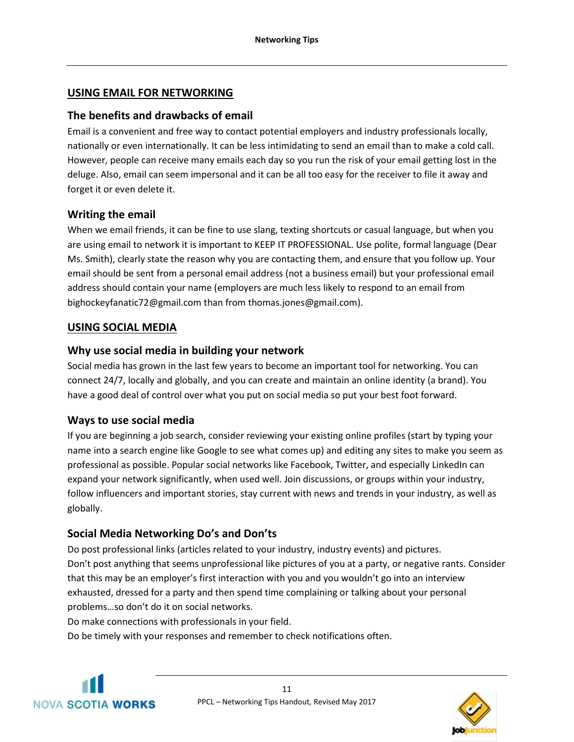## USING EMAIL FOR NETWORKING

### The benefits and drawbacks of email

Email is a convenient and free way to contact potential employers and industry professionals locally, nationally or even internationally. It can be less intimidating to send an email than to make a cold call. However, people can receive many emails each day so you run the risk of your email getting lost in the deluge. Also, email can seem impersonal and it can be all too easy for the receiver to file it away and forget it or even delete it.

### Writing the email

When we email friends, it can be fine to use slang, texting shortcuts or casual language, but when you are using email to network it is important to KEEP IT PROFESSIONAL. Use polite, formal language (Dear Ms. Smith), clearly state the reason why you are contacting them, and ensure that you follow up. Your email should be sent from a personal email address (not a business email) but your professional email address should contain your name (employers are much less likely to respond to an email from bighockeyfanatic72@gmail.com than from thomas.jones@gmail.com).

## USING SOCIAL MEDIA

### Why use social media in building your network

Social media has grown in the last few years to become an important tool for networking. You can connect 24/7, locally and globally, and you can create and maintain an online identity (a brand). You have a good deal of control over what you put on social media so put your best foot forward.

### Ways to use social media

If you are beginning a job search, consider reviewing your existing online profiles (start by typing your name into a search engine like Google to see what comes up) and editing any sites to make you seem as professional as possible. Popular social networks like Facebook, Twitter, and especially LinkedIn can expand your network significantly, when used well. Join discussions, or groups within your industry, follow influencers and important stories, stay current with news and trends in your industry, as well as globally.

### Social Media Networking Do's and Don'ts

Do post professional links (articles related to your industry, industry events) and pictures.

Don't post anything that seems unprofessional like pictures of you at a party, or negative rants. Consider that this may be an employer's first interaction with you and you wouldn't go into an interview exhausted, dressed for a party and then spend time complaining or talking about your personal problems…so don't do it on social networks.

Do make connections with professionals in your field.

Do be timely with your responses and remember to check notifications often.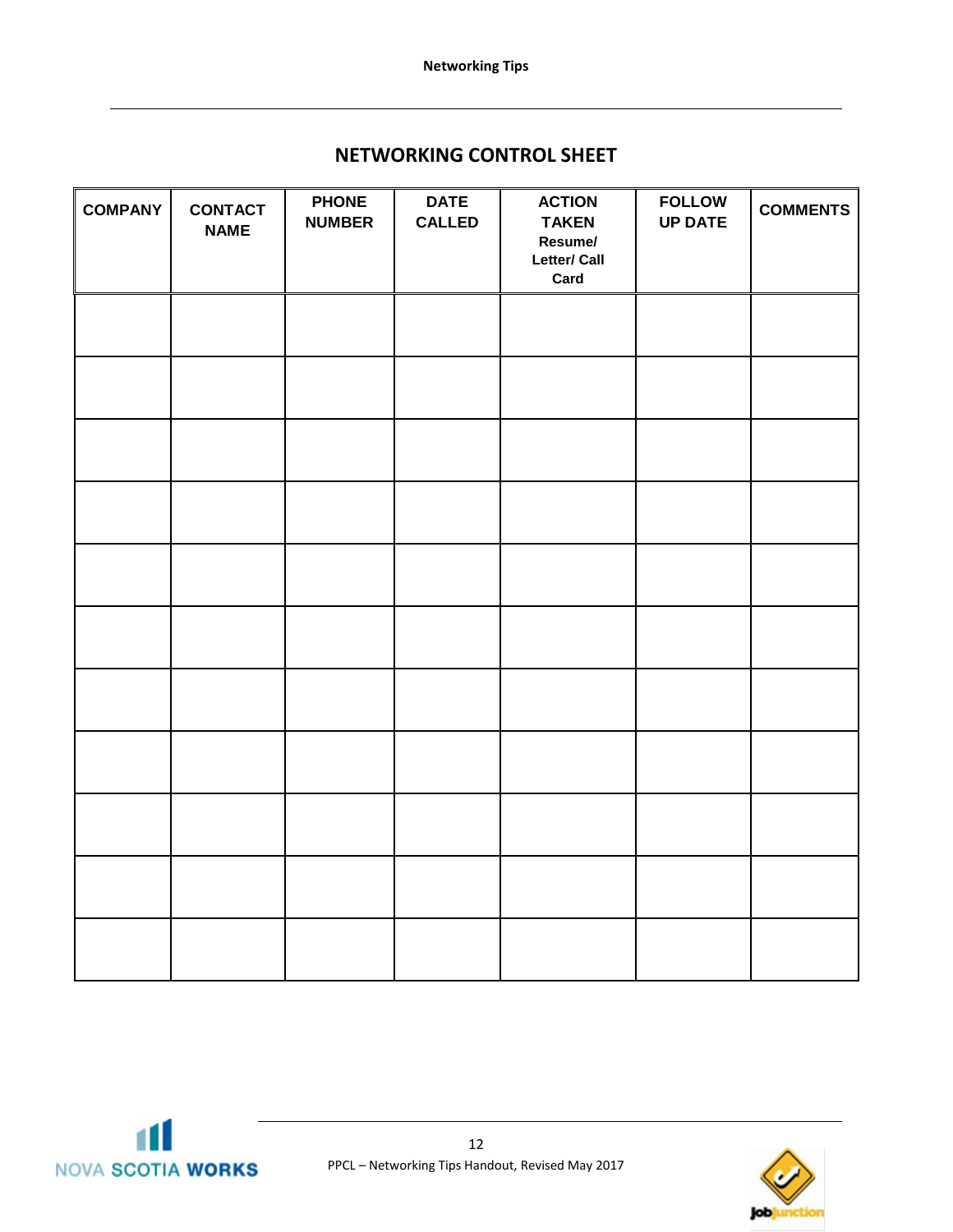## NETWORKING CONTROL SHEET

| COMPANY | CONTACT NAME | PHONE NUMBER | DATE CALLED | ACTION TAKEN Resume/ Letter/ Call Card | FOLLOW UP DATE | COMMENTS |
|---|---|---|---|---|---|---|
| | | | | | | |
| | | | | | | |
| | | | | | | |
| | | | | | | |
| | | | | | | |
| | | | | | | |
| | | | | | | |
| | | | | | | |
| | | | | | | |
| | | | | | | |
| | | | | | | |